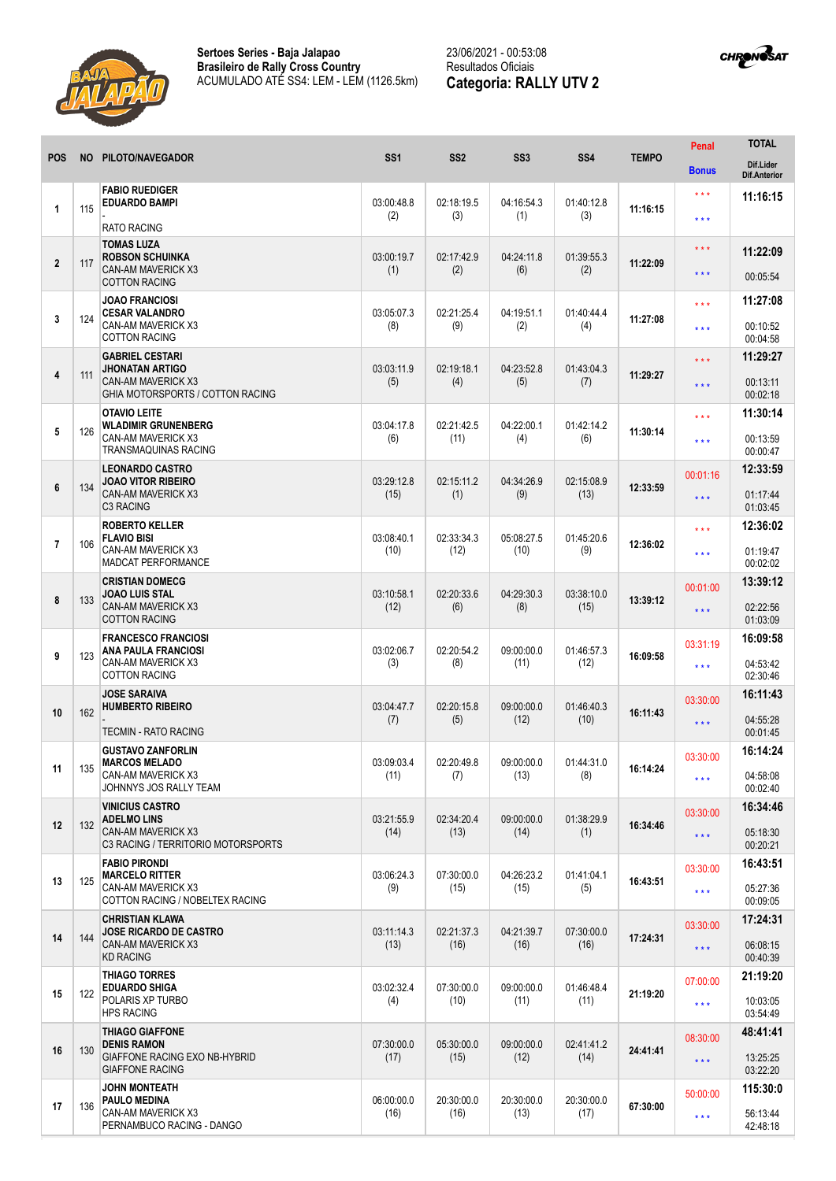**Sertoes Series - Baja Jalapao**
**Brasileiro de Rally Cross Country**
ACUMULADO ATÉ SS4: LEM - LEM (1126.5km)

23/06/2021 - 00:53:08
Resultados Oficiais
**Categoria: RALLY UTV 2**

| POS | NO | PILOTO/NAVEGADOR | SS1 | SS2 | SS3 | SS4 | TEMPO | Penal / Bonus | TOTAL / Dif.Lider / Dif.Anterior |
|---|---|---|---|---|---|---|---|---|---|
| 1 | 115 | **FABIO RUEDIGER**<br>**EDUARDO BAMPI**<br>-<br>RATO RACING | 03:00:48.8<br>(2) | 02:18:19.5<br>(3) | 04:16:54.3<br>(1) | 01:40:12.8<br>(3) | **11:16:15** | \*\*\*<br>\*\*\* | **11:16:15** |
| 2 | 117 | **TOMAS LUZA**<br>**ROBSON SCHUINKA**<br>CAN-AM MAVERICK X3<br>COTTON RACING | 03:00:19.7<br>(1) | 02:17:42.9<br>(2) | 04:24:11.8<br>(6) | 01:39:55.3<br>(2) | **11:22:09** | \*\*\*<br>\*\*\* | **11:22:09**<br>00:05:54 |
| 3 | 124 | **JOAO FRANCIOSI**<br>**CESAR VALANDRO**<br>CAN-AM MAVERICK X3<br>COTTON RACING | 03:05:07.3<br>(8) | 02:21:25.4<br>(9) | 04:19:51.1<br>(2) | 01:40:44.4<br>(4) | **11:27:08** | \*\*\*<br>\*\*\* | **11:27:08**<br>00:10:52<br>00:04:58 |
| 4 | 111 | **GABRIEL CESTARI**<br>**JHONATAN ARTIGO**<br>CAN-AM MAVERICK X3<br>GHIA MOTORSPORTS / COTTON RACING | 03:03:11.9<br>(5) | 02:19:18.1<br>(4) | 04:23:52.8<br>(5) | 01:43:04.3<br>(7) | **11:29:27** | \*\*\*<br>\*\*\* | **11:29:27**<br>00:13:11<br>00:02:18 |
| 5 | 126 | **OTAVIO LEITE**<br>**WLADIMIR GRUNENBERG**<br>CAN-AM MAVERICK X3<br>TRANSMAQUINAS RACING | 03:04:17.8<br>(6) | 02:21:42.5<br>(11) | 04:22:00.1<br>(4) | 01:42:14.2<br>(6) | **11:30:14** | \*\*\*<br>\*\*\* | **11:30:14**<br>00:13:59<br>00:00:47 |
| 6 | 134 | **LEONARDO CASTRO**<br>**JOAO VITOR RIBEIRO**<br>CAN-AM MAVERICK X3<br>C3 RACING | 03:29:12.8<br>(15) | 02:15:11.2<br>(1) | 04:34:26.9<br>(9) | 02:15:08.9<br>(13) | **12:33:59** | 00:01:16<br>\*\*\* | **12:33:59**<br>01:17:44<br>01:03:45 |
| 7 | 106 | **ROBERTO KELLER**<br>**FLAVIO BISI**<br>CAN-AM MAVERICK X3<br>MADCAT PERFORMANCE | 03:08:40.1<br>(10) | 02:33:34.3<br>(12) | 05:08:27.5<br>(10) | 01:45:20.6<br>(9) | **12:36:02** | \*\*\*<br>\*\*\* | **12:36:02**<br>01:19:47<br>00:02:02 |
| 8 | 133 | **CRISTIAN DOMECG**<br>**JOAO LUIS STAL**<br>CAN-AM MAVERICK X3<br>COTTON RACING | 03:10:58.1<br>(12) | 02:20:33.6<br>(6) | 04:29:30.3<br>(8) | 03:38:10.0<br>(15) | **13:39:12** | 00:01:00<br>\*\*\* | **13:39:12**<br>02:22:56<br>01:03:09 |
| 9 | 123 | **FRANCESCO FRANCIOSI**<br>**ANA PAULA FRANCIOSI**<br>CAN-AM MAVERICK X3<br>COTTON RACING | 03:02:06.7<br>(3) | 02:20:54.2<br>(8) | 09:00:00.0<br>(11) | 01:46:57.3<br>(12) | **16:09:58** | 03:31:19<br>\*\*\* | **16:09:58**<br>04:53:42<br>02:30:46 |
| 10 | 162 | **JOSE SARAIVA**<br>**HUMBERTO RIBEIRO**<br>-<br>TECMIN - RATO RACING | 03:04:47.7<br>(7) | 02:20:15.8<br>(5) | 09:00:00.0<br>(12) | 01:46:40.3<br>(10) | **16:11:43** | 03:30:00<br>\*\*\* | **16:11:43**<br>04:55:28<br>00:01:45 |
| 11 | 135 | **GUSTAVO ZANFORLIN**<br>**MARCOS MELADO**<br>CAN-AM MAVERICK X3<br>JOHNNYS JOS RALLY TEAM | 03:09:03.4<br>(11) | 02:20:49.8<br>(7) | 09:00:00.0<br>(13) | 01:44:31.0<br>(8) | **16:14:24** | 03:30:00<br>\*\*\* | **16:14:24**<br>04:58:08<br>00:02:40 |
| 12 | 132 | **VINICIUS CASTRO**<br>**ADELMO LINS**<br>CAN-AM MAVERICK X3<br>C3 RACING / TERRITORIO MOTORSPORTS | 03:21:55.9<br>(14) | 02:34:20.4<br>(13) | 09:00:00.0<br>(14) | 01:38:29.9<br>(1) | **16:34:46** | 03:30:00<br>\*\*\* | **16:34:46**<br>05:18:30<br>00:20:21 |
| 13 | 125 | **FABIO PIRONDI**<br>**MARCELO RITTER**<br>CAN-AM MAVERICK X3<br>COTTON RACING / NOBELTEX RACING | 03:06:24.3<br>(9) | 07:30:00.0<br>(15) | 04:26:23.2<br>(15) | 01:41:04.1<br>(5) | **16:43:51** | 03:30:00<br>\*\*\* | **16:43:51**<br>05:27:36<br>00:09:05 |
| 14 | 144 | **CHRISTIAN KLAWA**<br>**JOSE RICARDO DE CASTRO**<br>CAN-AM MAVERICK X3<br>KD RACING | 03:11:14.3<br>(13) | 02:21:37.3<br>(16) | 04:21:39.7<br>(16) | 07:30:00.0<br>(16) | **17:24:31** | 03:30:00<br>\*\*\* | **17:24:31**<br>06:08:15<br>00:40:39 |
| 15 | 122 | **THIAGO TORRES**<br>**EDUARDO SHIGA**<br>POLARIS XP TURBO<br>HPS RACING | 03:02:32.4<br>(4) | 07:30:00.0<br>(10) | 09:00:00.0<br>(11) | 01:46:48.4<br>(11) | **21:19:20** | 07:00:00<br>\*\*\* | **21:19:20**<br>10:03:05<br>03:54:49 |
| 16 | 130 | **THIAGO GIAFFONE**<br>**DENIS RAMON**<br>GIAFFONE RACING EXO NB-HYBRID<br>GIAFFONE RACING | 07:30:00.0<br>(17) | 05:30:00.0<br>(15) | 09:00:00.0<br>(12) | 02:41:41.2<br>(14) | **24:41:41** | 08:30:00<br>\*\*\* | **48:41:41**<br>13:25:25<br>03:22:20 |
| 17 | 136 | **JOHN MONTEATH**<br>**PAULO MEDINA**<br>CAN-AM MAVERICK X3<br>PERNAMBUCO RACING - DANGO | 06:00:00.0<br>(16) | 20:30:00.0<br>(16) | 20:30:00.0<br>(13) | 20:30:00.0<br>(17) | **67:30:00** | 50:00:00<br>\*\*\* | **115:30:0**<br>56:13:44<br>42:48:18 |